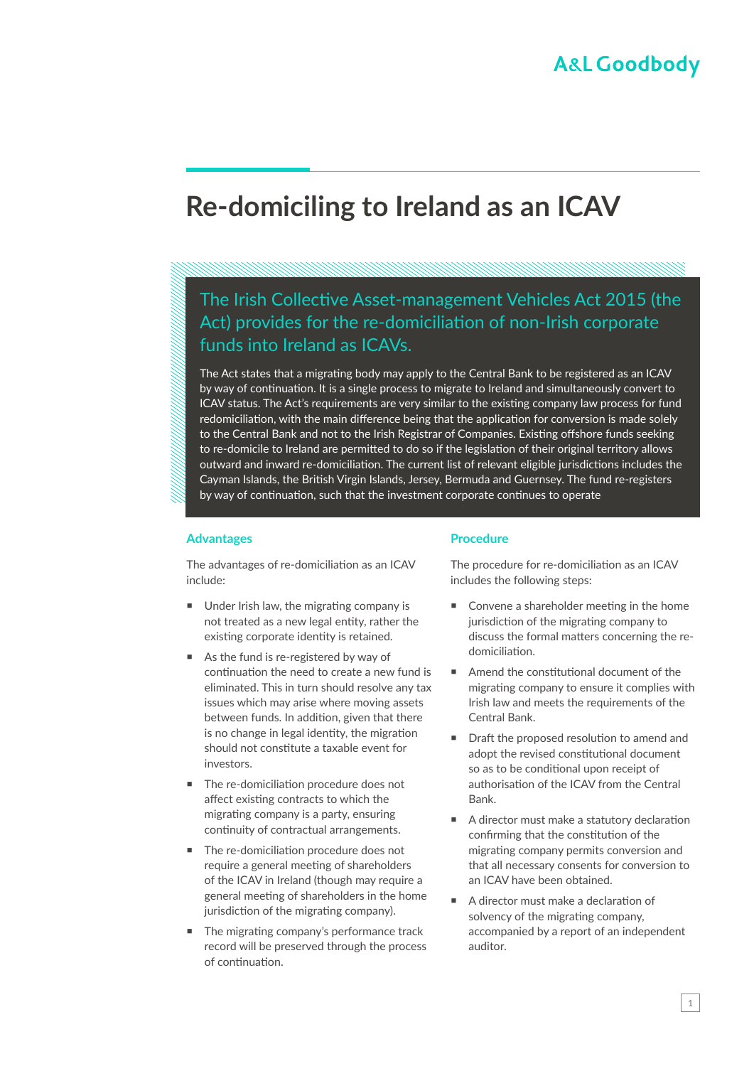# Re-domiciling to Ireland as an ICAV

## The Irish Collective Asset-management Vehicles Act 2015 (the Act) provides for the re-domiciliation of non-Irish corporate funds into Ireland as ICAVs.

The Act states that a migrating body may apply to the Central Bank to be registered as an ICAV by way of continuation. It is a single process to migrate to Ireland and simultaneously convert to ICAV status. The Act's requirements are very similar to the existing company law process for fund redomiciliation, with the main difference being that the application for conversion is made solely to the Central Bank and not to the Irish Registrar of Companies. Existing offshore funds seeking to re-domicile to Ireland are permitted to do so if the legislation of their original territory allows outward and inward re-domiciliation. The current list of relevant eligible jurisdictions includes the Cayman Islands, the British Virgin Islands, Jersey, Bermuda and Guernsey. The fund re-registers by way of continuation, such that the investment corporate continues to operate

### Advantages

The advantages of re-domiciliation as an ICAV include:

- Under Irish law, the migrating company is not treated as a new legal entity, rather the existing corporate identity is retained.
- As the fund is re-registered by way of continuation the need to create a new fund is eliminated. This in turn should resolve any tax issues which may arise where moving assets between funds. In addition, given that there is no change in legal identity, the migration should not constitute a taxable event for investors.
- The re-domiciliation procedure does not affect existing contracts to which the migrating company is a party, ensuring continuity of contractual arrangements.
- The re-domiciliation procedure does not require a general meeting of shareholders of the ICAV in Ireland (though may require a general meeting of shareholders in the home jurisdiction of the migrating company).
- The migrating company's performance track record will be preserved through the process of continuation.

### Procedure

The procedure for re-domiciliation as an ICAV includes the following steps:

- Convene a shareholder meeting in the home jurisdiction of the migrating company to discuss the formal matters concerning the re-domiciliation.
- Amend the constitutional document of the migrating company to ensure it complies with Irish law and meets the requirements of the Central Bank.
- Draft the proposed resolution to amend and adopt the revised constitutional document so as to be conditional upon receipt of authorisation of the ICAV from the Central Bank.
- A director must make a statutory declaration confirming that the constitution of the migrating company permits conversion and that all necessary consents for conversion to an ICAV have been obtained.
- A director must make a declaration of solvency of the migrating company, accompanied by a report of an independent auditor.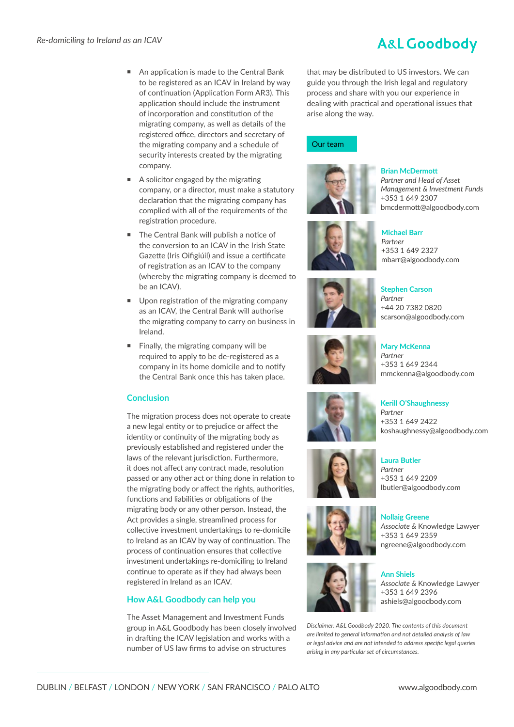- An application is made to the Central Bank to be registered as an ICAV in Ireland by way of continuation (Application Form AR3). This application should include the instrument of incorporation and constitution of the migrating company, as well as details of the registered office, directors and secretary of the migrating company and a schedule of security interests created by the migrating company.
- A solicitor engaged by the migrating company, or a director, must make a statutory declaration that the migrating company has complied with all of the requirements of the registration procedure.
- The Central Bank will publish a notice of the conversion to an ICAV in the Irish State Gazette (Iris Oifigiúil) and issue a certificate of registration as an ICAV to the company (whereby the migrating company is deemed to be an ICAV).
- Upon registration of the migrating company as an ICAV, the Central Bank will authorise the migrating company to carry on business in Ireland.
- Finally, the migrating company will be required to apply to be de-registered as a company in its home domicile and to notify the Central Bank once this has taken place.

## Conclusion

The migration process does not operate to create a new legal entity or to prejudice or affect the identity or continuity of the migrating body as previously established and registered under the laws of the relevant jurisdiction. Furthermore, it does not affect any contract made, resolution passed or any other act or thing done in relation to the migrating body or affect the rights, authorities, functions and liabilities or obligations of the migrating body or any other person. Instead, the Act provides a single, streamlined process for collective investment undertakings to re-domicile to Ireland as an ICAV by way of continuation. The process of continuation ensures that collective investment undertakings re-domiciling to Ireland continue to operate as if they had always been registered in Ireland as an ICAV.

## How A&L Goodbody can help you

The Asset Management and Investment Funds group in A&L Goodbody has been closely involved in drafting the ICAV legislation and works with a number of US law firms to advise on structures that may be distributed to US investors. We can guide you through the Irish legal and regulatory process and share with you our experience in dealing with practical and operational issues that arise along the way.

## Our team

**Brian McDermott**
*Partner and Head of Asset Management & Investment Funds*
+353 1 649 2307
bmcdermott@algoodbody.com

**Michael Barr**
*Partner*
+353 1 649 2327
mbarr@algoodbody.com

**Stephen Carson**
*Partner*
+44 20 7382 0820
scarson@algoodbody.com

**Mary McKenna**
*Partner*
+353 1 649 2344
mmckenna@algoodbody.com

**Kerill O'Shaughnessy**
*Partner*
+353 1 649 2422
koshaughnessy@algoodbody.com

**Laura Butler**
*Partner*
+353 1 649 2209
lbutler@algoodbody.com

**Nollaig Greene**
*Associate & Knowledge Lawyer*
+353 1 649 2359
ngreene@algoodbody.com

**Ann Shiels**
*Associate & Knowledge Lawyer*
+353 1 649 2396
ashiels@algoodbody.com

*Disclaimer: A&L Goodbody 2020. The contents of this document are limited to general information and not detailed analysis of law or legal advice and are not intended to address specific legal queries arising in any particular set of circumstances.*